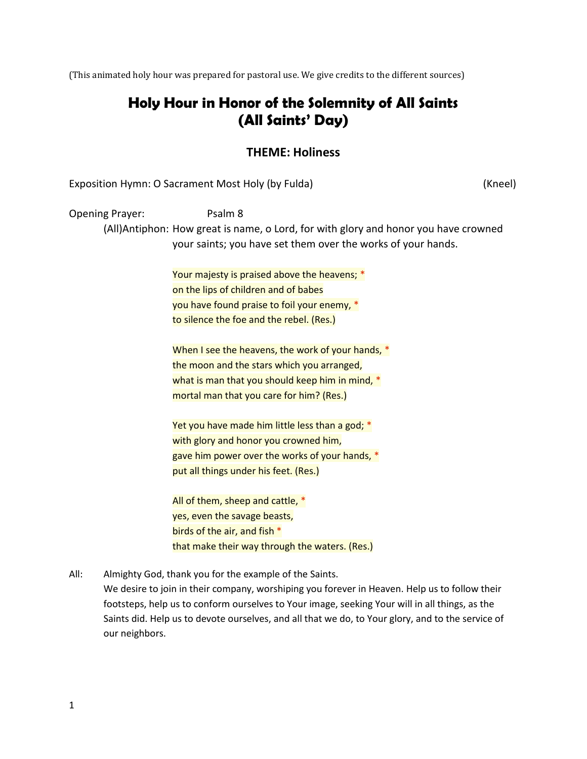(This animated holy hour was prepared for pastoral use. We give credits to the different sources)

# Holy Hour in Honor of the Solemnity of All Saints (All Saints' Day)

## THEME: Holiness

Exposition Hymn: O Sacrament Most Holy (by Fulda) (Kneel)

Opening Prayer: Psalm 8

(All)Antiphon: How great is name, o Lord, for with glory and honor you have crowned your saints; you have set them over the works of your hands.

Your majesty is praised above the heavens; *
on the lips of children and of babes
you have found praise to foil your enemy, *
to silence the foe and the rebel. (Res.)

When I see the heavens, the work of your hands, *
the moon and the stars which you arranged,
what is man that you should keep him in mind, *
mortal man that you care for him? (Res.)

Yet you have made him little less than a god; *
with glory and honor you crowned him,
gave him power over the works of your hands, *
put all things under his feet. (Res.)

All of them, sheep and cattle, *
yes, even the savage beasts,
birds of the air, and fish *
that make their way through the waters. (Res.)

All: Almighty God, thank you for the example of the Saints.
We desire to join in their company, worshiping you forever in Heaven. Help us to follow their footsteps, help us to conform ourselves to Your image, seeking Your will in all things, as the Saints did. Help us to devote ourselves, and all that we do, to Your glory, and to the service of our neighbors.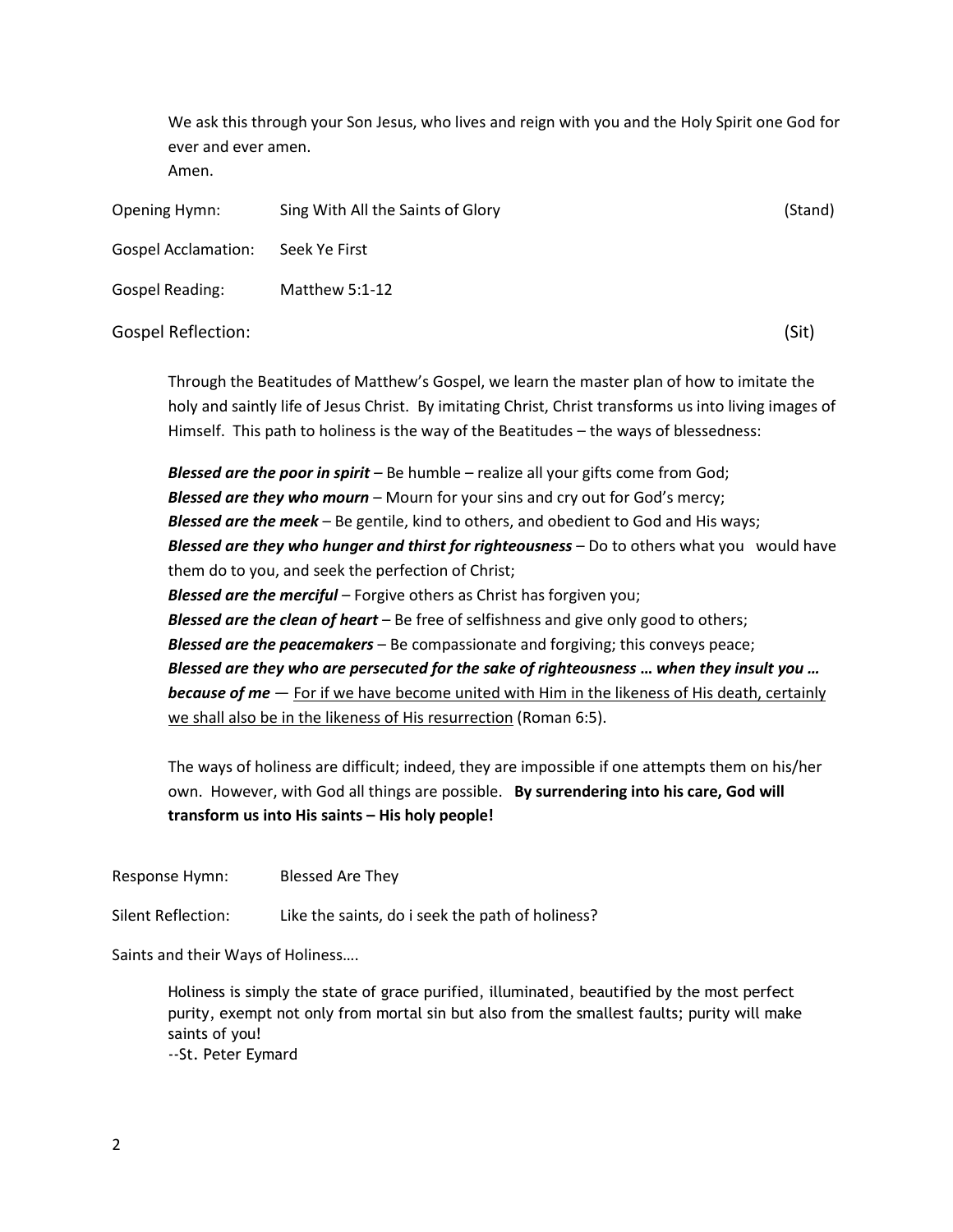We ask this through your Son Jesus, who lives and reign with you and the Holy Spirit one God for ever and ever amen.
Amen.

Opening Hymn: Sing With All the Saints of Glory (Stand)

Gospel Acclamation: Seek Ye First

Gospel Reading: Matthew 5:1-12

Gospel Reflection: (Sit)

Through the Beatitudes of Matthew's Gospel, we learn the master plan of how to imitate the holy and saintly life of Jesus Christ. By imitating Christ, Christ transforms us into living images of Himself. This path to holiness is the way of the Beatitudes – the ways of blessedness:

***Blessed are the poor in spirit*** – Be humble – realize all your gifts come from God;
***Blessed are they who mourn*** – Mourn for your sins and cry out for God's mercy;
***Blessed are the meek*** – Be gentile, kind to others, and obedient to God and His ways;
***Blessed are they who hunger and thirst for righteousness*** – Do to others what you would have them do to you, and seek the perfection of Christ;
***Blessed are the merciful*** – Forgive others as Christ has forgiven you;
***Blessed are the clean of heart*** – Be free of selfishness and give only good to others;
***Blessed are the peacemakers*** – Be compassionate and forgiving; this conveys peace;
***Blessed are they who are persecuted for the sake of righteousness … when they insult you … because of me*** — <u>For if we have become united with Him in the likeness of His death, certainly we shall also be in the likeness of His resurrection</u> (Roman 6:5).

The ways of holiness are difficult; indeed, they are impossible if one attempts them on his/her own. However, with God all things are possible. **By surrendering into his care, God will transform us into His saints – His holy people!**

Response Hymn: Blessed Are They

Silent Reflection: Like the saints, do i seek the path of holiness?

Saints and their Ways of Holiness….

Holiness is simply the state of grace purified, illuminated, beautified by the most perfect purity, exempt not only from mortal sin but also from the smallest faults; purity will make saints of you!
--St. Peter Eymard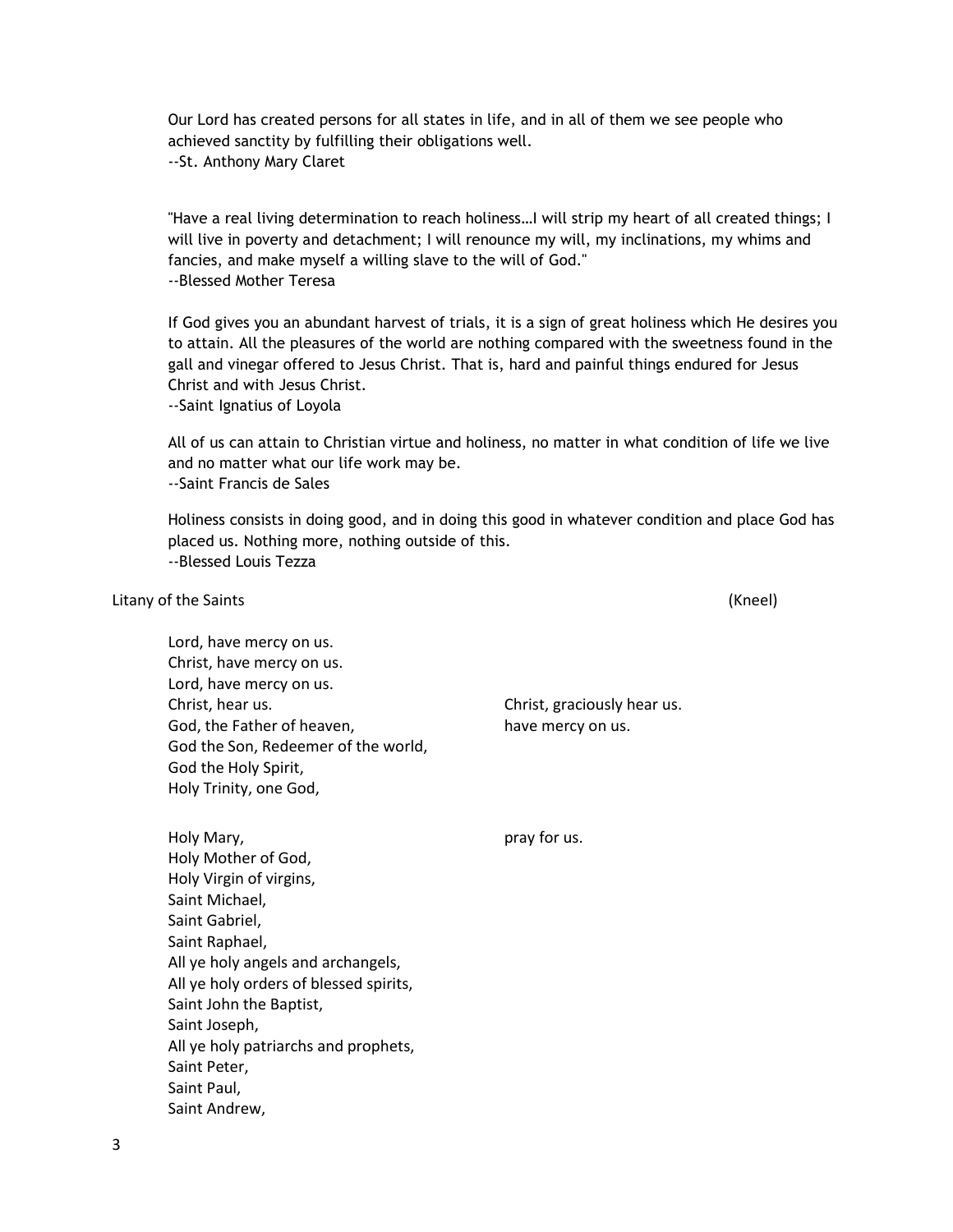Our Lord has created persons for all states in life, and in all of them we see people who achieved sanctity by fulfilling their obligations well.
--St. Anthony Mary Claret

"Have a real living determination to reach holiness…I will strip my heart of all created things; I will live in poverty and detachment; I will renounce my will, my inclinations, my whims and fancies, and make myself a willing slave to the will of God."
--Blessed Mother Teresa

If God gives you an abundant harvest of trials, it is a sign of great holiness which He desires you to attain. All the pleasures of the world are nothing compared with the sweetness found in the gall and vinegar offered to Jesus Christ. That is, hard and painful things endured for Jesus Christ and with Jesus Christ.
--Saint Ignatius of Loyola

All of us can attain to Christian virtue and holiness, no matter in what condition of life we live and no matter what our life work may be.
--Saint Francis de Sales

Holiness consists in doing good, and in doing this good in whatever condition and place God has placed us. Nothing more, nothing outside of this.
--Blessed Louis Tezza

Litany of the Saints (Kneel)

Lord, have mercy on us.
Christ, have mercy on us.
Lord, have mercy on us.
Christ, hear us. — Christ, graciously hear us.
God, the Father of heaven, — have mercy on us.
God the Son, Redeemer of the world,
God the Holy Spirit,
Holy Trinity, one God,

Holy Mary, — pray for us.
Holy Mother of God,
Holy Virgin of virgins,
Saint Michael,
Saint Gabriel,
Saint Raphael,
All ye holy angels and archangels,
All ye holy orders of blessed spirits,
Saint John the Baptist,
Saint Joseph,
All ye holy patriarchs and prophets,
Saint Peter,
Saint Paul,
Saint Andrew,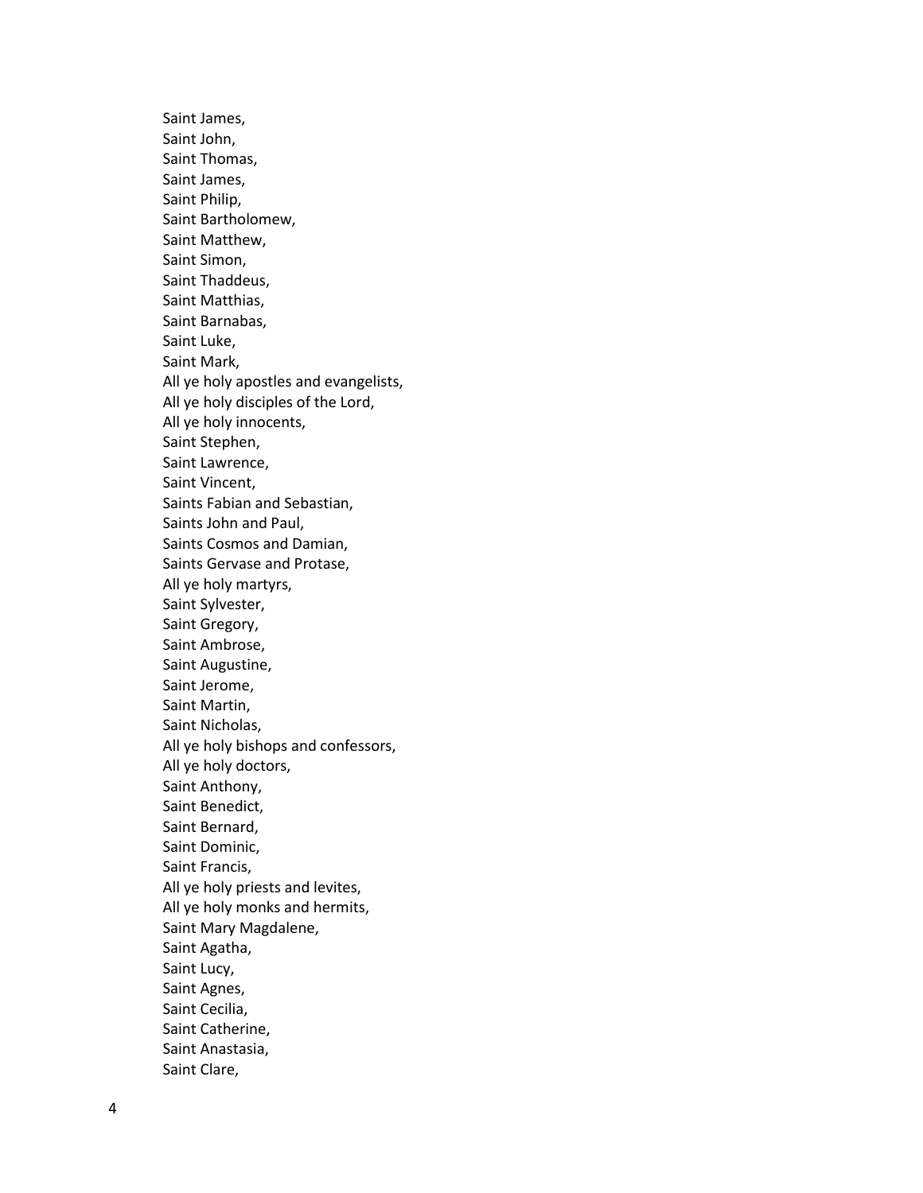Saint James,  
Saint John,  
Saint Thomas,  
Saint James,  
Saint Philip,  
Saint Bartholomew,  
Saint Matthew,  
Saint Simon,  
Saint Thaddeus,  
Saint Matthias,  
Saint Barnabas,  
Saint Luke,  
Saint Mark,  
All ye holy apostles and evangelists,  
All ye holy disciples of the Lord,  
All ye holy innocents,  
Saint Stephen,  
Saint Lawrence,  
Saint Vincent,  
Saints Fabian and Sebastian,  
Saints John and Paul,  
Saints Cosmos and Damian,  
Saints Gervase and Protase,  
All ye holy martyrs,  
Saint Sylvester,  
Saint Gregory,  
Saint Ambrose,  
Saint Augustine,  
Saint Jerome,  
Saint Martin,  
Saint Nicholas,  
All ye holy bishops and confessors,  
All ye holy doctors,  
Saint Anthony,  
Saint Benedict,  
Saint Bernard,  
Saint Dominic,  
Saint Francis,  
All ye holy priests and levites,  
All ye holy monks and hermits,  
Saint Mary Magdalene,  
Saint Agatha,  
Saint Lucy,  
Saint Agnes,  
Saint Cecilia,  
Saint Catherine,  
Saint Anastasia,  
Saint Clare,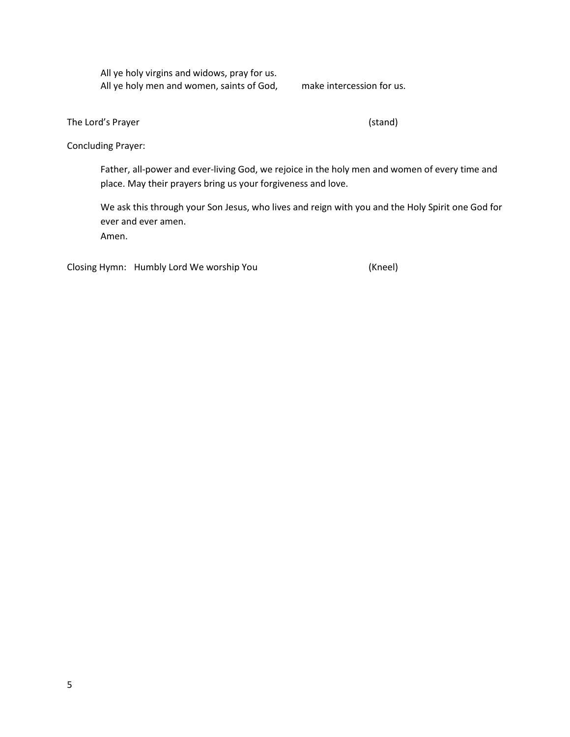All ye holy virgins and widows, pray for us.
All ye holy men and women, saints of God, make intercession for us.

The Lord's Prayer (stand)

Concluding Prayer:

Father, all-power and ever-living God, we rejoice in the holy men and women of every time and place. May their prayers bring us your forgiveness and love.

We ask this through your Son Jesus, who lives and reign with you and the Holy Spirit one God for ever and ever amen.
Amen.

Closing Hymn: Humbly Lord We worship You (Kneel)